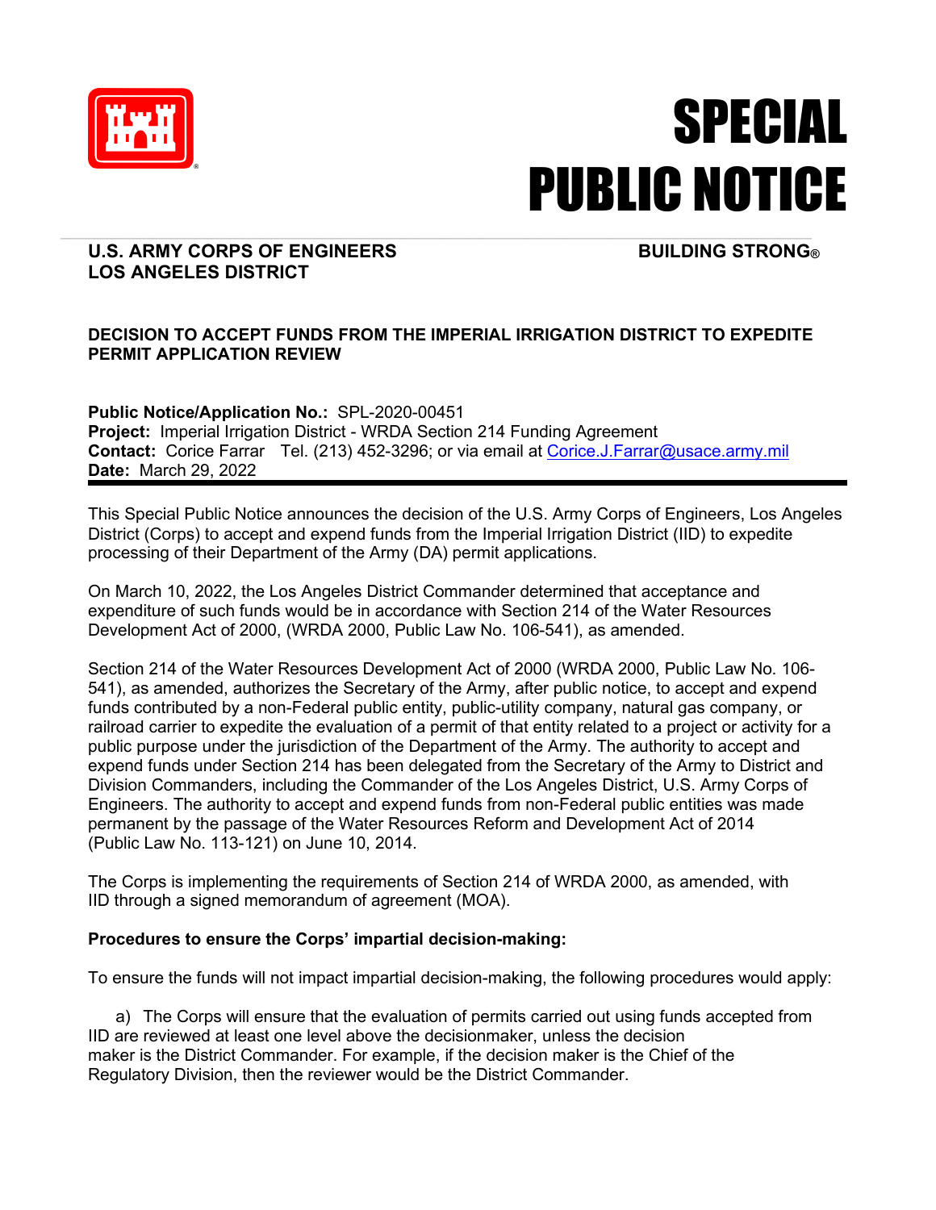# SPECIAL PUBLIC NOTICE

**U.S. ARMY CORPS OF ENGINEERS**
**LOS ANGELES DISTRICT**

**BUILDING STRONG®**

## DECISION TO ACCEPT FUNDS FROM THE IMPERIAL IRRIGATION DISTRICT TO EXPEDITE PERMIT APPLICATION REVIEW

**Public Notice/Application No.:** SPL-2020-00451
**Project:** Imperial Irrigation District - WRDA Section 214 Funding Agreement
**Contact:** Corice Farrar Tel. (213) 452-3296; or via email at Corice.J.Farrar@usace.army.mil
**Date:** March 29, 2022

This Special Public Notice announces the decision of the U.S. Army Corps of Engineers, Los Angeles District (Corps) to accept and expend funds from the Imperial Irrigation District (IID) to expedite processing of their Department of the Army (DA) permit applications.

On March 10, 2022, the Los Angeles District Commander determined that acceptance and expenditure of such funds would be in accordance with Section 214 of the Water Resources Development Act of 2000, (WRDA 2000, Public Law No. 106-541), as amended.

Section 214 of the Water Resources Development Act of 2000 (WRDA 2000, Public Law No. 106-541), as amended, authorizes the Secretary of the Army, after public notice, to accept and expend funds contributed by a non-Federal public entity, public-utility company, natural gas company, or railroad carrier to expedite the evaluation of a permit of that entity related to a project or activity for a public purpose under the jurisdiction of the Department of the Army. The authority to accept and expend funds under Section 214 has been delegated from the Secretary of the Army to District and Division Commanders, including the Commander of the Los Angeles District, U.S. Army Corps of Engineers. The authority to accept and expend funds from non-Federal public entities was made permanent by the passage of the Water Resources Reform and Development Act of 2014 (Public Law No. 113-121) on June 10, 2014.

The Corps is implementing the requirements of Section 214 of WRDA 2000, as amended, with IID through a signed memorandum of agreement (MOA).

**Procedures to ensure the Corps' impartial decision-making:**

To ensure the funds will not impact impartial decision-making, the following procedures would apply:

a) The Corps will ensure that the evaluation of permits carried out using funds accepted from IID are reviewed at least one level above the decisionmaker, unless the decision maker is the District Commander. For example, if the decision maker is the Chief of the Regulatory Division, then the reviewer would be the District Commander.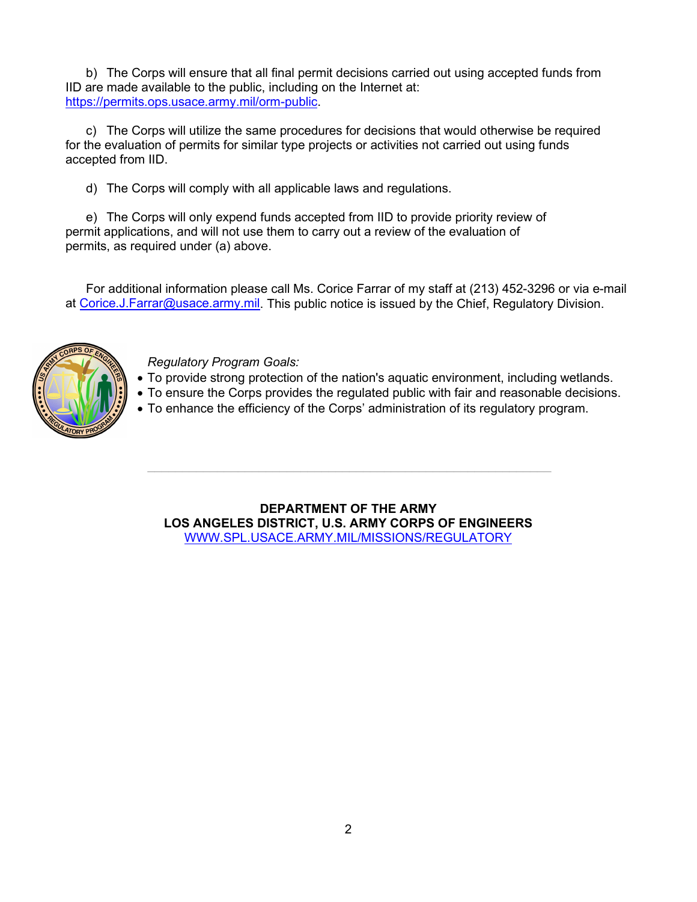b) The Corps will ensure that all final permit decisions carried out using accepted funds from IID are made available to the public, including on the Internet at: https://permits.ops.usace.army.mil/orm-public.

c) The Corps will utilize the same procedures for decisions that would otherwise be required for the evaluation of permits for similar type projects or activities not carried out using funds accepted from IID.

d) The Corps will comply with all applicable laws and regulations.

e) The Corps will only expend funds accepted from IID to provide priority review of permit applications, and will not use them to carry out a review of the evaluation of permits, as required under (a) above.

For additional information please call Ms. Corice Farrar of my staff at (213) 452-3296 or via e-mail at Corice.J.Farrar@usace.army.mil. This public notice is issued by the Chief, Regulatory Division.

*Regulatory Program Goals:*

- To provide strong protection of the nation's aquatic environment, including wetlands.
- To ensure the Corps provides the regulated public with fair and reasonable decisions.
- To enhance the efficiency of the Corps' administration of its regulatory program.

---

**DEPARTMENT OF THE ARMY**
**LOS ANGELES DISTRICT, U.S. ARMY CORPS OF ENGINEERS**
WWW.SPL.USACE.ARMY.MIL/MISSIONS/REGULATORY